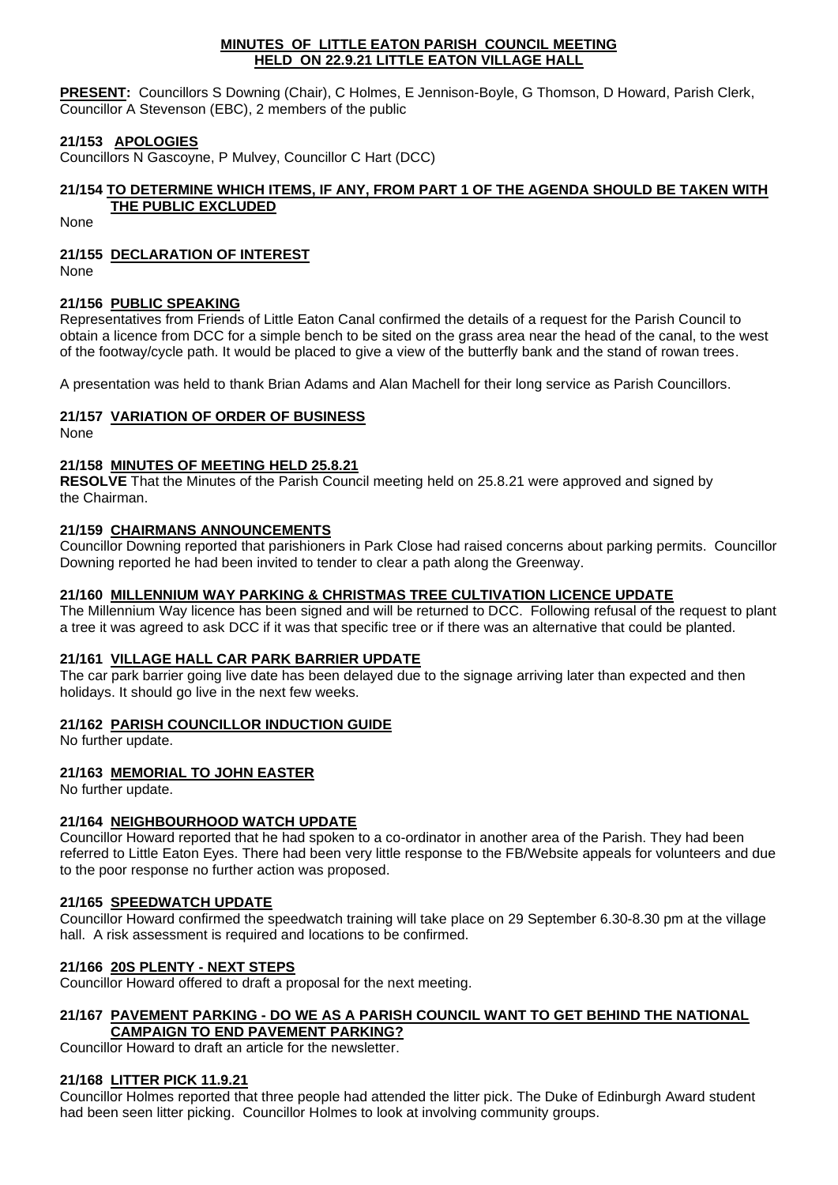# MINUTES OF LITTLE EATON PARISH COUNCIL MEETING HELD ON 22.9.21 LITTLE EATON VILLAGE HALL

**PRESENT:** Councillors S Downing (Chair), C Holmes, E Jennison-Boyle, G Thomson, D Howard, Parish Clerk, Councillor A Stevenson (EBC), 2 members of the public

### 21/153 APOLOGIES

Councillors N Gascoyne, P Mulvey, Councillor C Hart (DCC)

### 21/154 TO DETERMINE WHICH ITEMS, IF ANY, FROM PART 1 OF THE AGENDA SHOULD BE TAKEN WITH THE PUBLIC EXCLUDED

None

### 21/155 DECLARATION OF INTEREST

None

### 21/156 PUBLIC SPEAKING

Representatives from Friends of Little Eaton Canal confirmed the details of a request for the Parish Council to obtain a licence from DCC for a simple bench to be sited on the grass area near the head of the canal, to the west of the footway/cycle path. It would be placed to give a view of the butterfly bank and the stand of rowan trees.

A presentation was held to thank Brian Adams and Alan Machell for their long service as Parish Councillors.

### 21/157 VARIATION OF ORDER OF BUSINESS

None

### 21/158 MINUTES OF MEETING HELD 25.8.21

**RESOLVE** That the Minutes of the Parish Council meeting held on 25.8.21 were approved and signed by the Chairman.

### 21/159 CHAIRMANS ANNOUNCEMENTS

Councillor Downing reported that parishioners in Park Close had raised concerns about parking permits. Councillor Downing reported he had been invited to tender to clear a path along the Greenway.

### 21/160 MILLENNIUM WAY PARKING & CHRISTMAS TREE CULTIVATION LICENCE UPDATE

The Millennium Way licence has been signed and will be returned to DCC. Following refusal of the request to plant a tree it was agreed to ask DCC if it was that specific tree or if there was an alternative that could be planted.

### 21/161 VILLAGE HALL CAR PARK BARRIER UPDATE

The car park barrier going live date has been delayed due to the signage arriving later than expected and then holidays. It should go live in the next few weeks.

### 21/162 PARISH COUNCILLOR INDUCTION GUIDE

No further update.

### 21/163 MEMORIAL TO JOHN EASTER

No further update.

### 21/164 NEIGHBOURHOOD WATCH UPDATE

Councillor Howard reported that he had spoken to a co-ordinator in another area of the Parish. They had been referred to Little Eaton Eyes. There had been very little response to the FB/Website appeals for volunteers and due to the poor response no further action was proposed.

### 21/165 SPEEDWATCH UPDATE

Councillor Howard confirmed the speedwatch training will take place on 29 September 6.30-8.30 pm at the village hall. A risk assessment is required and locations to be confirmed.

### 21/166 20S PLENTY - NEXT STEPS

Councillor Howard offered to draft a proposal for the next meeting.

### 21/167 PAVEMENT PARKING - DO WE AS A PARISH COUNCIL WANT TO GET BEHIND THE NATIONAL CAMPAIGN TO END PAVEMENT PARKING?

Councillor Howard to draft an article for the newsletter.

### 21/168 LITTER PICK 11.9.21

Councillor Holmes reported that three people had attended the litter pick. The Duke of Edinburgh Award student had been seen litter picking. Councillor Holmes to look at involving community groups.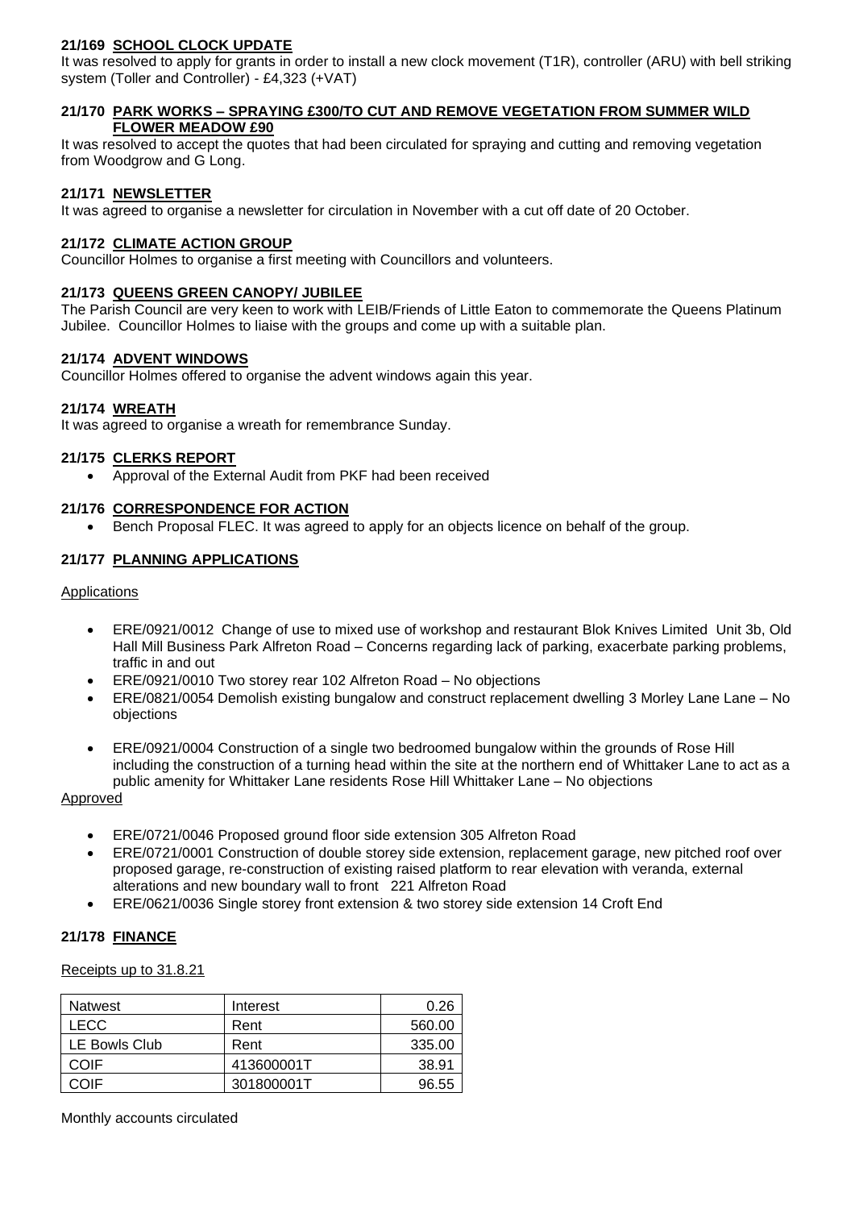**21/169 SCHOOL CLOCK UPDATE**

It was resolved to apply for grants in order to install a new clock movement (T1R), controller (ARU) with bell striking system (Toller and Controller) - £4,323 (+VAT)

**21/170 PARK WORKS – SPRAYING £300/TO CUT AND REMOVE VEGETATION FROM SUMMER WILD FLOWER MEADOW £90**

It was resolved to accept the quotes that had been circulated for spraying and cutting and removing vegetation from Woodgrow and G Long.

**21/171 NEWSLETTER**

It was agreed to organise a newsletter for circulation in November with a cut off date of 20 October.

**21/172 CLIMATE ACTION GROUP**

Councillor Holmes to organise a first meeting with Councillors and volunteers.

**21/173 QUEENS GREEN CANOPY/ JUBILEE**

The Parish Council are very keen to work with LEIB/Friends of Little Eaton to commemorate the Queens Platinum Jubilee. Councillor Holmes to liaise with the groups and come up with a suitable plan.

**21/174 ADVENT WINDOWS**

Councillor Holmes offered to organise the advent windows again this year.

**21/174 WREATH**

It was agreed to organise a wreath for remembrance Sunday.

**21/175 CLERKS REPORT**

- Approval of the External Audit from PKF had been received

**21/176 CORRESPONDENCE FOR ACTION**

- Bench Proposal FLEC. It was agreed to apply for an objects licence on behalf of the group.

**21/177 PLANNING APPLICATIONS**

Applications

- ERE/0921/0012 Change of use to mixed use of workshop and restaurant Blok Knives Limited Unit 3b, Old Hall Mill Business Park Alfreton Road – Concerns regarding lack of parking, exacerbate parking problems, traffic in and out
- ERE/0921/0010 Two storey rear 102 Alfreton Road – No objections
- ERE/0821/0054 Demolish existing bungalow and construct replacement dwelling 3 Morley Lane Lane – No objections
- ERE/0921/0004 Construction of a single two bedroomed bungalow within the grounds of Rose Hill including the construction of a turning head within the site at the northern end of Whittaker Lane to act as a public amenity for Whittaker Lane residents Rose Hill Whittaker Lane – No objections

Approved

- ERE/0721/0046 Proposed ground floor side extension 305 Alfreton Road
- ERE/0721/0001 Construction of double storey side extension, replacement garage, new pitched roof over proposed garage, re-construction of existing raised platform to rear elevation with veranda, external alterations and new boundary wall to front 221 Alfreton Road
- ERE/0621/0036 Single storey front extension & two storey side extension 14 Croft End

**21/178 FINANCE**

Receipts up to 31.8.21

| Natwest | Interest | 0.26 |
|---|---|---|
| LECC | Rent | 560.00 |
| LE Bowls Club | Rent | 335.00 |
| COIF | 413600001T | 38.91 |
| COIF | 301800001T | 96.55 |

Monthly accounts circulated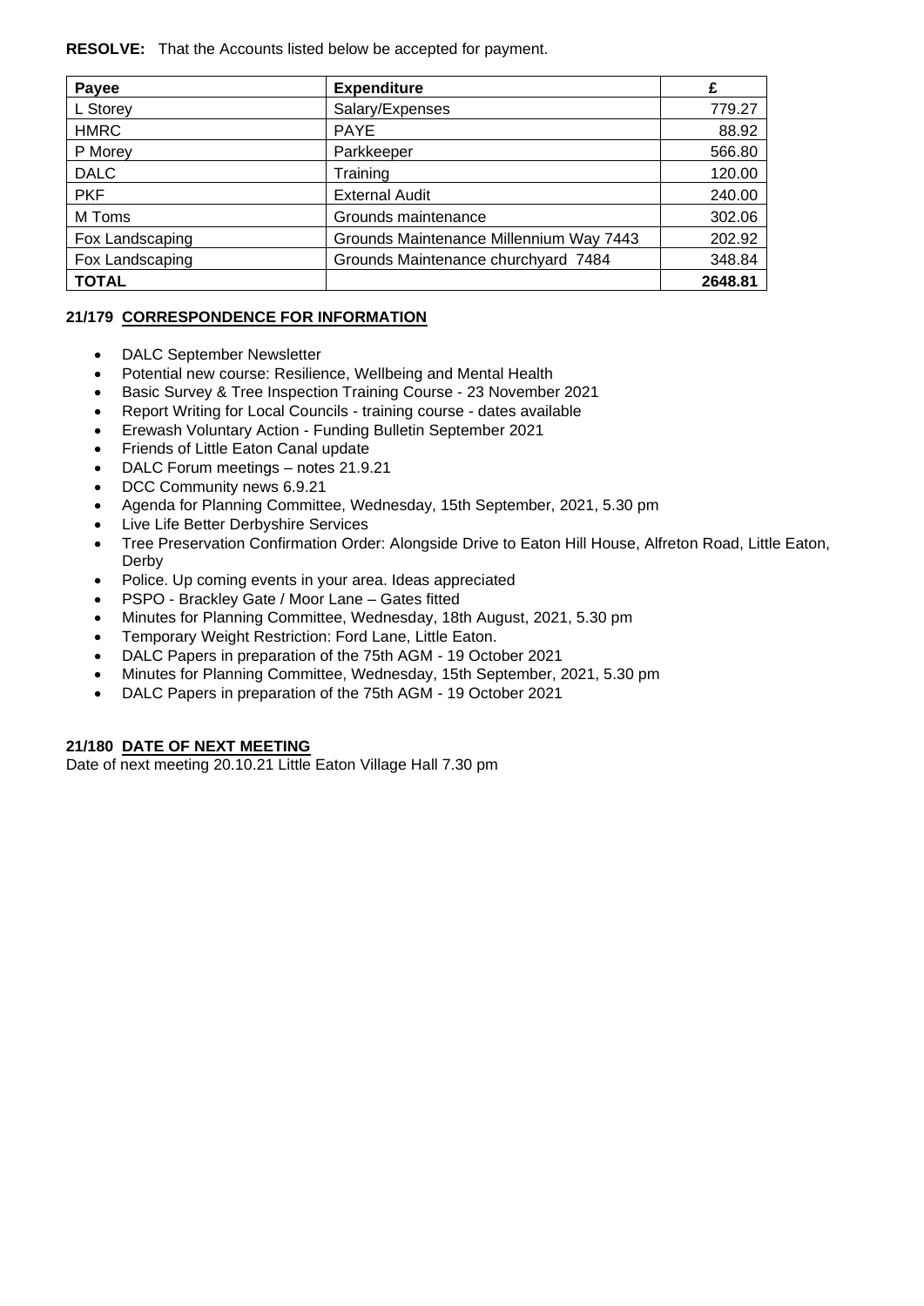**RESOLVE:** That the Accounts listed below be accepted for payment.

| Payee | Expenditure | £ |
|---|---|---|
| L Storey | Salary/Expenses | 779.27 |
| HMRC | PAYE | 88.92 |
| P Morey | Parkkeeper | 566.80 |
| DALC | Training | 120.00 |
| PKF | External Audit | 240.00 |
| M Toms | Grounds maintenance | 302.06 |
| Fox Landscaping | Grounds Maintenance Millennium Way 7443 | 202.92 |
| Fox Landscaping | Grounds Maintenance churchyard 7484 | 348.84 |
| **TOTAL** | | **2648.81** |

### 21/179 CORRESPONDENCE FOR INFORMATION

- DALC September Newsletter
- Potential new course: Resilience, Wellbeing and Mental Health
- Basic Survey & Tree Inspection Training Course - 23 November 2021
- Report Writing for Local Councils - training course - dates available
- Erewash Voluntary Action - Funding Bulletin September 2021
- Friends of Little Eaton Canal update
- DALC Forum meetings – notes 21.9.21
- DCC Community news 6.9.21
- Agenda for Planning Committee, Wednesday, 15th September, 2021, 5.30 pm
- Live Life Better Derbyshire Services
- Tree Preservation Confirmation Order: Alongside Drive to Eaton Hill House, Alfreton Road, Little Eaton, Derby
- Police. Up coming events in your area. Ideas appreciated
- PSPO - Brackley Gate / Moor Lane – Gates fitted
- Minutes for Planning Committee, Wednesday, 18th August, 2021, 5.30 pm
- Temporary Weight Restriction: Ford Lane, Little Eaton.
- DALC Papers in preparation of the 75th AGM - 19 October 2021
- Minutes for Planning Committee, Wednesday, 15th September, 2021, 5.30 pm
- DALC Papers in preparation of the 75th AGM - 19 October 2021

### 21/180 DATE OF NEXT MEETING

Date of next meeting 20.10.21 Little Eaton Village Hall 7.30 pm